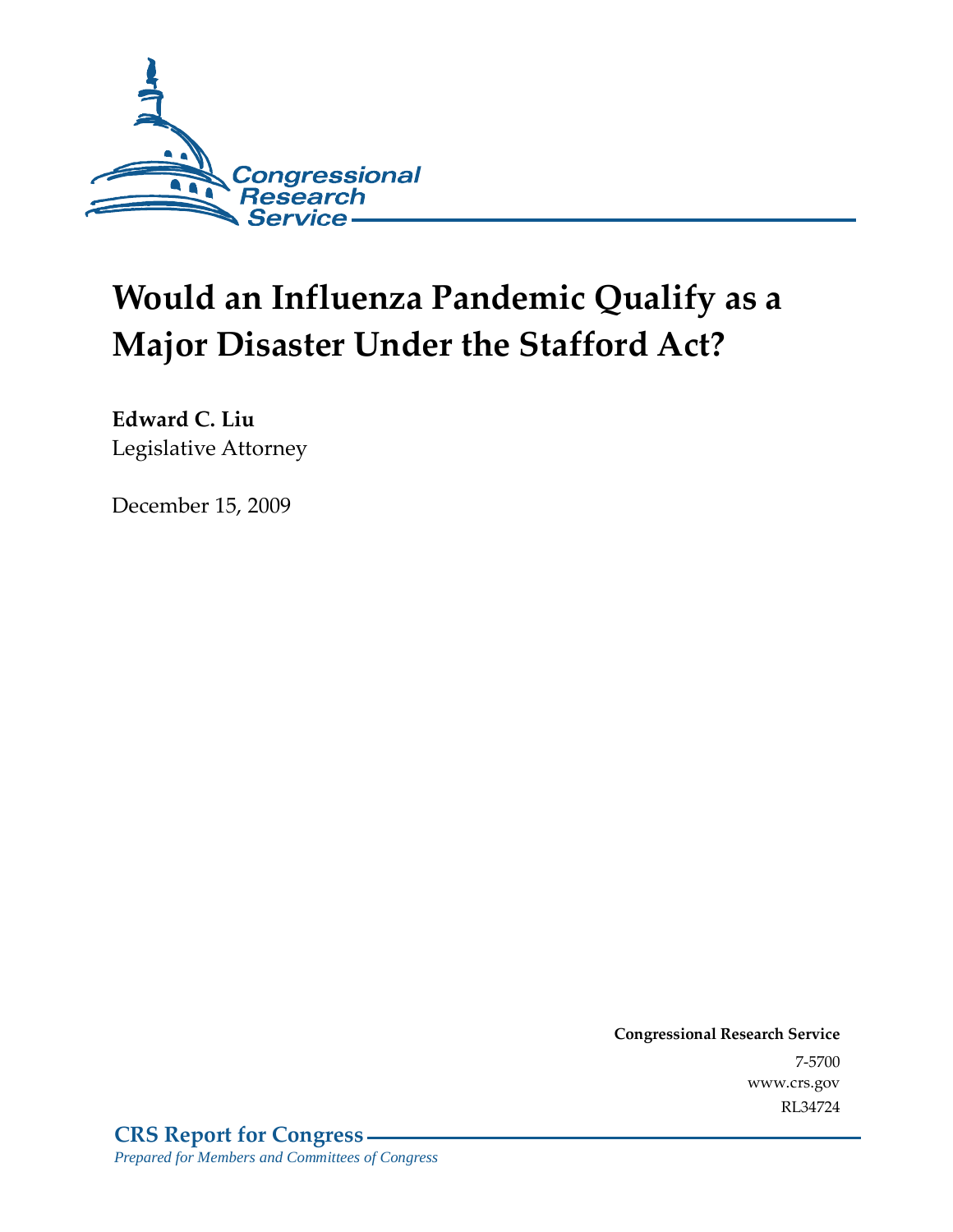Congressional Research Service

# Would an Influenza Pandemic Qualify as a Major Disaster Under the Stafford Act?

**Edward C. Liu**
Legislative Attorney

December 15, 2009

**Congressional Research Service**
7-5700
www.crs.gov
RL34724

**CRS Report for Congress**
*Prepared for Members and Committees of Congress*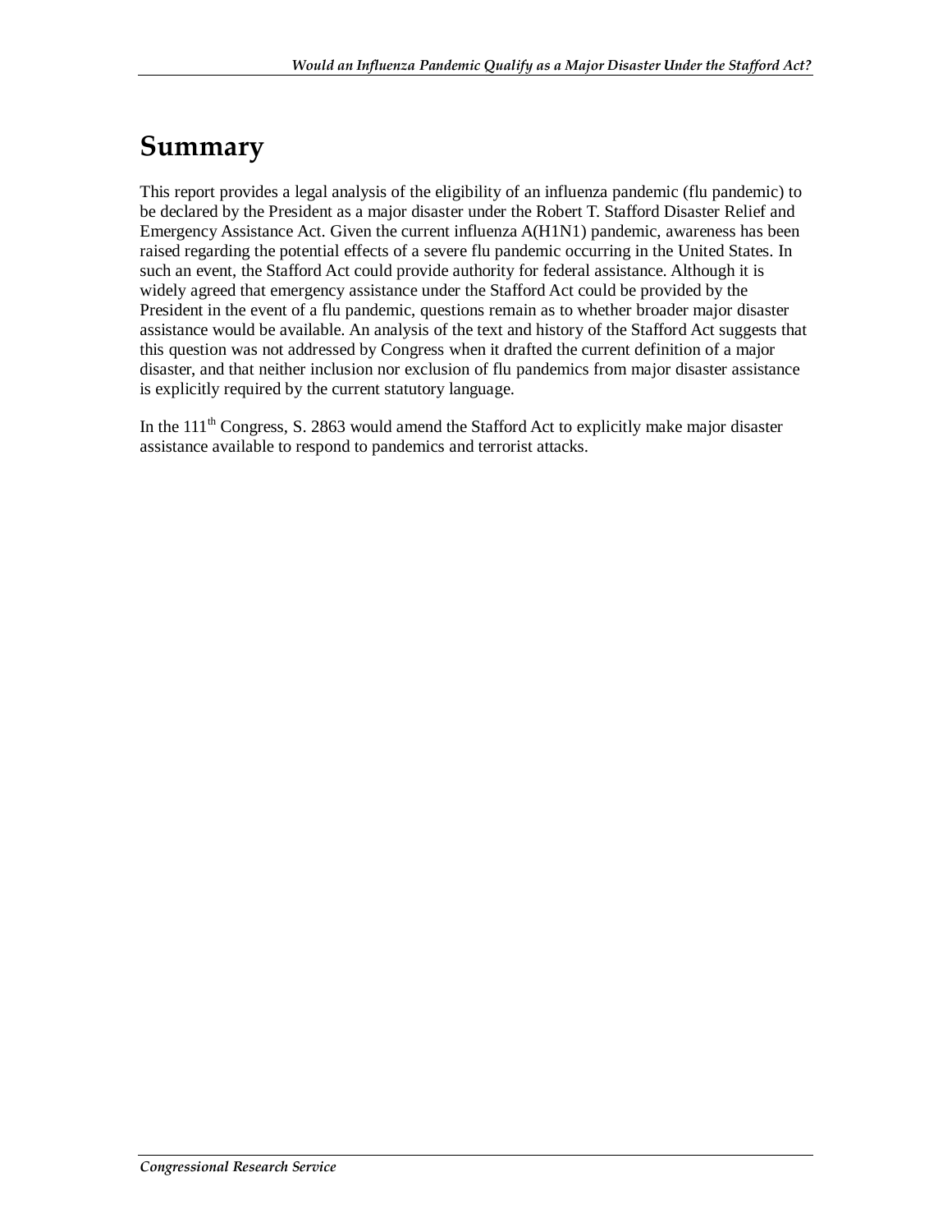# Summary

This report provides a legal analysis of the eligibility of an influenza pandemic (flu pandemic) to be declared by the President as a major disaster under the Robert T. Stafford Disaster Relief and Emergency Assistance Act. Given the current influenza A(H1N1) pandemic, awareness has been raised regarding the potential effects of a severe flu pandemic occurring in the United States. In such an event, the Stafford Act could provide authority for federal assistance. Although it is widely agreed that emergency assistance under the Stafford Act could be provided by the President in the event of a flu pandemic, questions remain as to whether broader major disaster assistance would be available. An analysis of the text and history of the Stafford Act suggests that this question was not addressed by Congress when it drafted the current definition of a major disaster, and that neither inclusion nor exclusion of flu pandemics from major disaster assistance is explicitly required by the current statutory language.

In the 111th Congress, S. 2863 would amend the Stafford Act to explicitly make major disaster assistance available to respond to pandemics and terrorist attacks.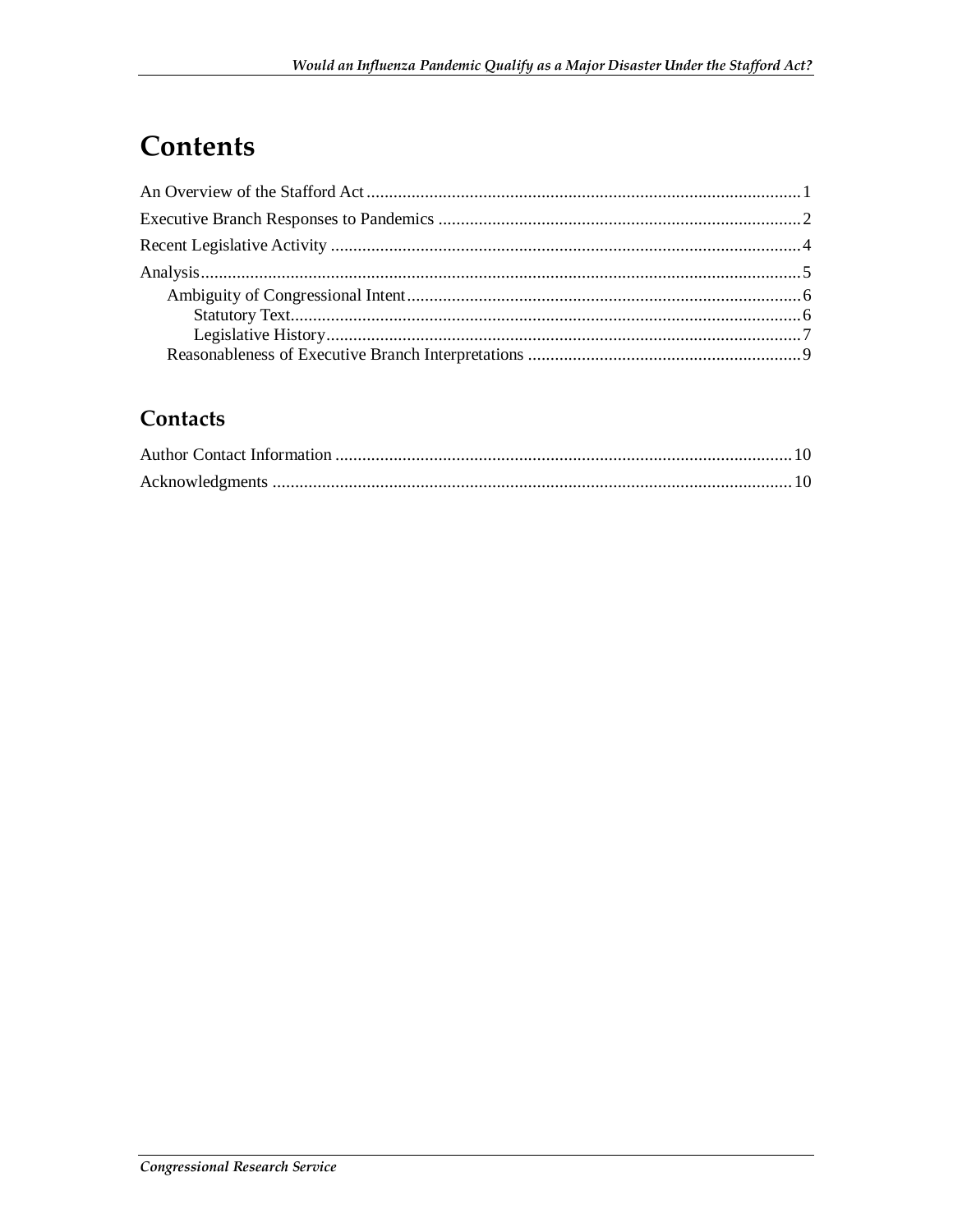# Contents

An Overview of the Stafford Act .......... 1

Executive Branch Responses to Pandemics .......... 2

Recent Legislative Activity .......... 4

Analysis .......... 5

- Ambiguity of Congressional Intent .......... 6
  - Statutory Text .......... 6
  - Legislative History .......... 7
- Reasonableness of Executive Branch Interpretations .......... 9

## Contacts

Author Contact Information .......... 10

Acknowledgments .......... 10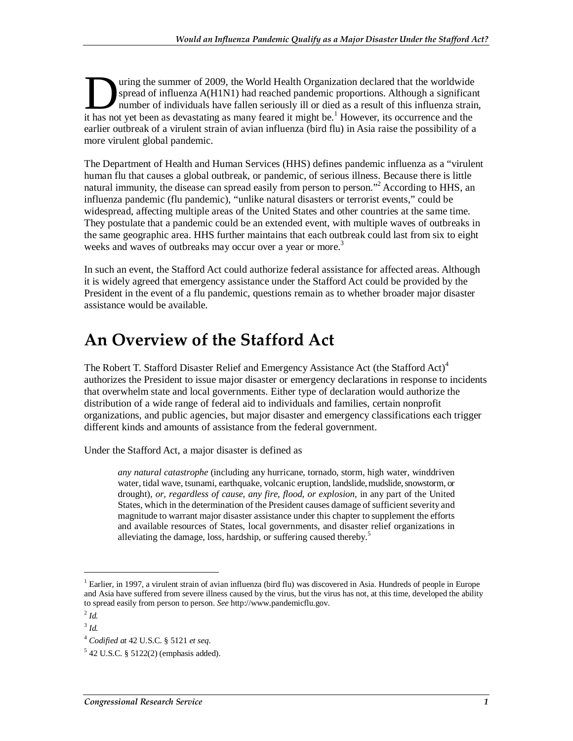During the summer of 2009, the World Health Organization declared that the worldwide spread of influenza A(H1N1) had reached pandemic proportions. Although a significant number of individuals have fallen seriously ill or died as a result of this influenza strain, it has not yet been as devastating as many feared it might be.[1] However, its occurrence and the earlier outbreak of a virulent strain of avian influenza (bird flu) in Asia raise the possibility of a more virulent global pandemic.

The Department of Health and Human Services (HHS) defines pandemic influenza as a "virulent human flu that causes a global outbreak, or pandemic, of serious illness. Because there is little natural immunity, the disease can spread easily from person to person."[2] According to HHS, an influenza pandemic (flu pandemic), "unlike natural disasters or terrorist events," could be widespread, affecting multiple areas of the United States and other countries at the same time. They postulate that a pandemic could be an extended event, with multiple waves of outbreaks in the same geographic area. HHS further maintains that each outbreak could last from six to eight weeks and waves of outbreaks may occur over a year or more.[3]

In such an event, the Stafford Act could authorize federal assistance for affected areas. Although it is widely agreed that emergency assistance under the Stafford Act could be provided by the President in the event of a flu pandemic, questions remain as to whether broader major disaster assistance would be available.

# An Overview of the Stafford Act

The Robert T. Stafford Disaster Relief and Emergency Assistance Act (the Stafford Act)[4] authorizes the President to issue major disaster or emergency declarations in response to incidents that overwhelm state and local governments. Either type of declaration would authorize the distribution of a wide range of federal aid to individuals and families, certain nonprofit organizations, and public agencies, but major disaster and emergency classifications each trigger different kinds and amounts of assistance from the federal government.

Under the Stafford Act, a major disaster is defined as

> *any natural catastrophe* (including any hurricane, tornado, storm, high water, winddriven water, tidal wave, tsunami, earthquake, volcanic eruption, landslide, mudslide, snowstorm, or drought), *or, regardless of cause, any fire, flood, or explosion,* in any part of the United States, which in the determination of the President causes damage of sufficient severity and magnitude to warrant major disaster assistance under this chapter to supplement the efforts and available resources of States, local governments, and disaster relief organizations in alleviating the damage, loss, hardship, or suffering caused thereby.[5]

---

[1] Earlier, in 1997, a virulent strain of avian influenza (bird flu) was discovered in Asia. Hundreds of people in Europe and Asia have suffered from severe illness caused by the virus, but the virus has not, at this time, developed the ability to spread easily from person to person. *See* http://www.pandemicflu.gov.

[2] *Id.*

[3] *Id.*

[4] *Codified at* 42 U.S.C. § 5121 *et seq*.

[5] 42 U.S.C. § 5122(2) (emphasis added).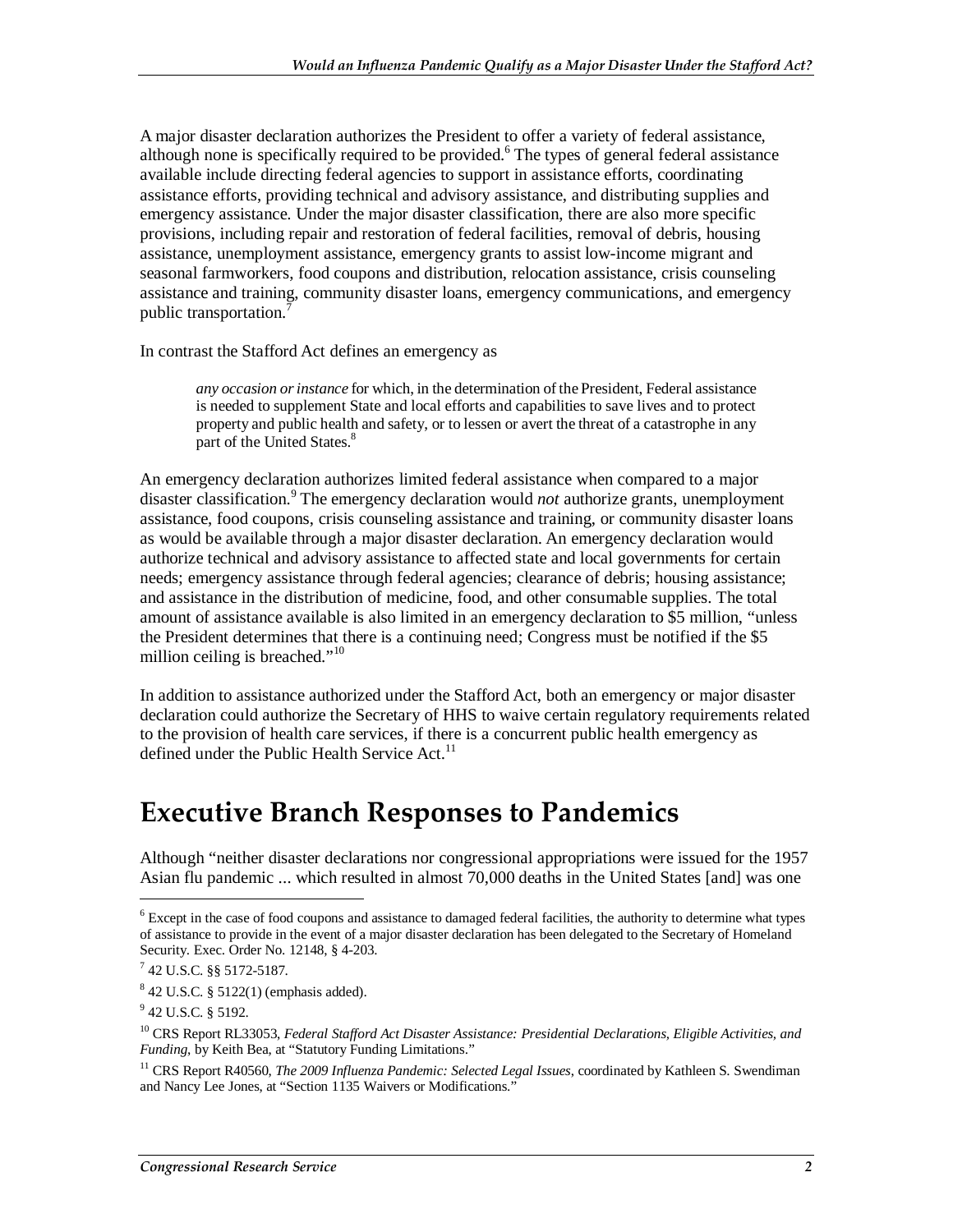A major disaster declaration authorizes the President to offer a variety of federal assistance, although none is specifically required to be provided.[6] The types of general federal assistance available include directing federal agencies to support in assistance efforts, coordinating assistance efforts, providing technical and advisory assistance, and distributing supplies and emergency assistance. Under the major disaster classification, there are also more specific provisions, including repair and restoration of federal facilities, removal of debris, housing assistance, unemployment assistance, emergency grants to assist low-income migrant and seasonal farmworkers, food coupons and distribution, relocation assistance, crisis counseling assistance and training, community disaster loans, emergency communications, and emergency public transportation.[7]

In contrast the Stafford Act defines an emergency as

> *any occasion or instance* for which, in the determination of the President, Federal assistance is needed to supplement State and local efforts and capabilities to save lives and to protect property and public health and safety, or to lessen or avert the threat of a catastrophe in any part of the United States.[8]

An emergency declaration authorizes limited federal assistance when compared to a major disaster classification.[9] The emergency declaration would *not* authorize grants, unemployment assistance, food coupons, crisis counseling assistance and training, or community disaster loans as would be available through a major disaster declaration. An emergency declaration would authorize technical and advisory assistance to affected state and local governments for certain needs; emergency assistance through federal agencies; clearance of debris; housing assistance; and assistance in the distribution of medicine, food, and other consumable supplies. The total amount of assistance available is also limited in an emergency declaration to $5 million, "unless the President determines that there is a continuing need; Congress must be notified if the $5 million ceiling is breached."[10]

In addition to assistance authorized under the Stafford Act, both an emergency or major disaster declaration could authorize the Secretary of HHS to waive certain regulatory requirements related to the provision of health care services, if there is a concurrent public health emergency as defined under the Public Health Service Act.[11]

# Executive Branch Responses to Pandemics

Although "neither disaster declarations nor congressional appropriations were issued for the 1957 Asian flu pandemic ... which resulted in almost 70,000 deaths in the United States [and] was one

---

[6] Except in the case of food coupons and assistance to damaged federal facilities, the authority to determine what types of assistance to provide in the event of a major disaster declaration has been delegated to the Secretary of Homeland Security. Exec. Order No. 12148, § 4-203.

[7] 42 U.S.C. §§ 5172-5187.

[8] 42 U.S.C. § 5122(1) (emphasis added).

[9] 42 U.S.C. § 5192.

[10] CRS Report RL33053, *Federal Stafford Act Disaster Assistance: Presidential Declarations, Eligible Activities, and Funding*, by Keith Bea, at "Statutory Funding Limitations."

[11] CRS Report R40560, *The 2009 Influenza Pandemic: Selected Legal Issues*, coordinated by Kathleen S. Swendiman and Nancy Lee Jones, at "Section 1135 Waivers or Modifications."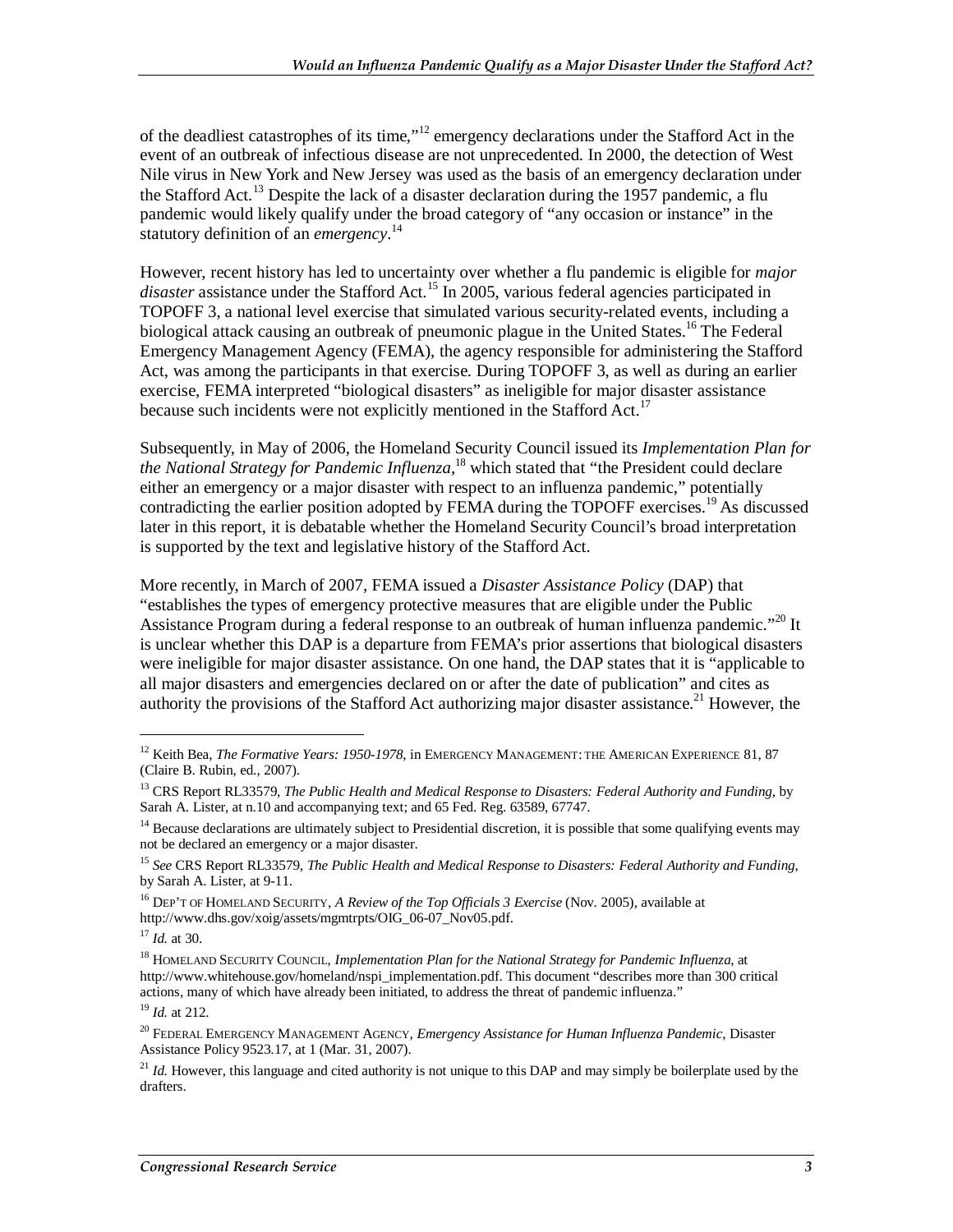of the deadliest catastrophes of its time,"[12] emergency declarations under the Stafford Act in the event of an outbreak of infectious disease are not unprecedented. In 2000, the detection of West Nile virus in New York and New Jersey was used as the basis of an emergency declaration under the Stafford Act.[13] Despite the lack of a disaster declaration during the 1957 pandemic, a flu pandemic would likely qualify under the broad category of "any occasion or instance" in the statutory definition of an *emergency*.[14]

However, recent history has led to uncertainty over whether a flu pandemic is eligible for *major disaster* assistance under the Stafford Act.[15] In 2005, various federal agencies participated in TOPOFF 3, a national level exercise that simulated various security-related events, including a biological attack causing an outbreak of pneumonic plague in the United States.[16] The Federal Emergency Management Agency (FEMA), the agency responsible for administering the Stafford Act, was among the participants in that exercise. During TOPOFF 3, as well as during an earlier exercise, FEMA interpreted "biological disasters" as ineligible for major disaster assistance because such incidents were not explicitly mentioned in the Stafford Act.[17]

Subsequently, in May of 2006, the Homeland Security Council issued its *Implementation Plan for the National Strategy for Pandemic Influenza*,[18] which stated that "the President could declare either an emergency or a major disaster with respect to an outbreak of an influenza pandemic," potentially contradicting the earlier position adopted by FEMA during the TOPOFF exercises.[19] As discussed later in this report, it is debatable whether the Homeland Security Council's broad interpretation is supported by the text and legislative history of the Stafford Act.

More recently, in March of 2007, FEMA issued a *Disaster Assistance Policy* (DAP) that "establishes the types of emergency protective measures that are eligible under the Public Assistance Program during a federal response to an outbreak of human influenza pandemic."[20] It is unclear whether this DAP is a departure from FEMA's prior assertions that biological disasters were ineligible for major disaster assistance. On one hand, the DAP states that it is "applicable to all major disasters and emergencies declared on or after the date of publication" and cites as authority the provisions of the Stafford Act authorizing major disaster assistance.[21] However, the

---

[12] Keith Bea, *The Formative Years: 1950-1978*, in EMERGENCY MANAGEMENT: THE AMERICAN EXPERIENCE 81, 87 (Claire B. Rubin, ed., 2007).

[13] CRS Report RL33579, *The Public Health and Medical Response to Disasters: Federal Authority and Funding*, by Sarah A. Lister, at n.10 and accompanying text; and 65 Fed. Reg. 63589, 67747.

[14] Because declarations are ultimately subject to Presidential discretion, it is possible that some qualifying events may not be declared an emergency or a major disaster.

[15] *See* CRS Report RL33579, *The Public Health and Medical Response to Disasters: Federal Authority and Funding*, by Sarah A. Lister, at 9-11.

[16] DEP'T OF HOMELAND SECURITY, *A Review of the Top Officials 3 Exercise* (Nov. 2005), available at http://www.dhs.gov/xoig/assets/mgmtrpts/OIG_06-07_Nov05.pdf.

[17] *Id.* at 30.

[18] HOMELAND SECURITY COUNCIL, *Implementation Plan for the National Strategy for Pandemic Influenza*, at http://www.whitehouse.gov/homeland/nspi_implementation.pdf. This document "describes more than 300 critical actions, many of which have already been initiated, to address the threat of pandemic influenza."

[19] *Id.* at 212.

[20] FEDERAL EMERGENCY MANAGEMENT AGENCY, *Emergency Assistance for Human Influenza Pandemic*, Disaster Assistance Policy 9523.17, at 1 (Mar. 31, 2007).

[21] *Id.* However, this language and cited authority is not unique to this DAP and may simply be boilerplate used by the drafters.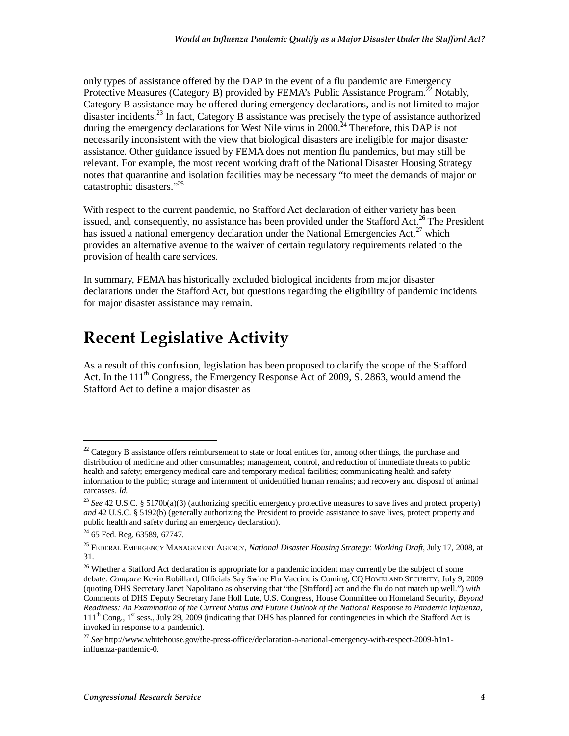only types of assistance offered by the DAP in the event of a flu pandemic are Emergency Protective Measures (Category B) provided by FEMA's Public Assistance Program.[22] Notably, Category B assistance may be offered during emergency declarations, and is not limited to major disaster incidents.[23] In fact, Category B assistance was precisely the type of assistance authorized during the emergency declarations for West Nile virus in 2000.[24] Therefore, this DAP is not necessarily inconsistent with the view that biological disasters are ineligible for major disaster assistance. Other guidance issued by FEMA does not mention flu pandemics, but may still be relevant. For example, the most recent working draft of the National Disaster Housing Strategy notes that quarantine and isolation facilities may be necessary "to meet the demands of major or catastrophic disasters."[25]

With respect to the current pandemic, no Stafford Act declaration of either variety has been issued, and, consequently, no assistance has been provided under the Stafford Act.[26] The President has issued a national emergency declaration under the National Emergencies Act,[27] which provides an alternative avenue to the waiver of certain regulatory requirements related to the provision of health care services.

In summary, FEMA has historically excluded biological incidents from major disaster declarations under the Stafford Act, but questions regarding the eligibility of pandemic incidents for major disaster assistance may remain.

# Recent Legislative Activity

As a result of this confusion, legislation has been proposed to clarify the scope of the Stafford Act. In the 111th Congress, the Emergency Response Act of 2009, S. 2863, would amend the Stafford Act to define a major disaster as

---

[22] Category B assistance offers reimbursement to state or local entities for, among other things, the purchase and distribution of medicine and other consumables; management, control, and reduction of immediate threats to public health and safety; emergency medical care and temporary medical facilities; communicating health and safety information to the public; storage and internment of unidentified human remains; and recovery and disposal of animal carcasses. *Id.*

[23] *See* 42 U.S.C. § 5170b(a)(3) (authorizing specific emergency protective measures to save lives and protect property) *and* 42 U.S.C. § 5192(b) (generally authorizing the President to provide assistance to save lives, protect property and public health and safety during an emergency declaration).

[24] 65 Fed. Reg. 63589, 67747.

[25] FEDERAL EMERGENCY MANAGEMENT AGENCY, *National Disaster Housing Strategy: Working Draft*, July 17, 2008, at 31.

[26] Whether a Stafford Act declaration is appropriate for a pandemic incident may currently be the subject of some debate. *Compare* Kevin Robillard, Officials Say Swine Flu Vaccine is Coming, CQ HOMELAND SECURITY, July 9, 2009 (quoting DHS Secretary Janet Napolitano as observing that "the [Stafford] act and the flu do not match up well.") *with* Comments of DHS Deputy Secretary Jane Holl Lute, U.S. Congress, House Committee on Homeland Security, *Beyond Readiness: An Examination of the Current Status and Future Outlook of the National Response to Pandemic Influenza*, 111th Cong., 1st sess., July 29, 2009 (indicating that DHS has planned for contingencies in which the Stafford Act is invoked in response to a pandemic).

[27] *See* http://www.whitehouse.gov/the-press-office/declaration-a-national-emergency-with-respect-2009-h1n1-influenza-pandemic-0.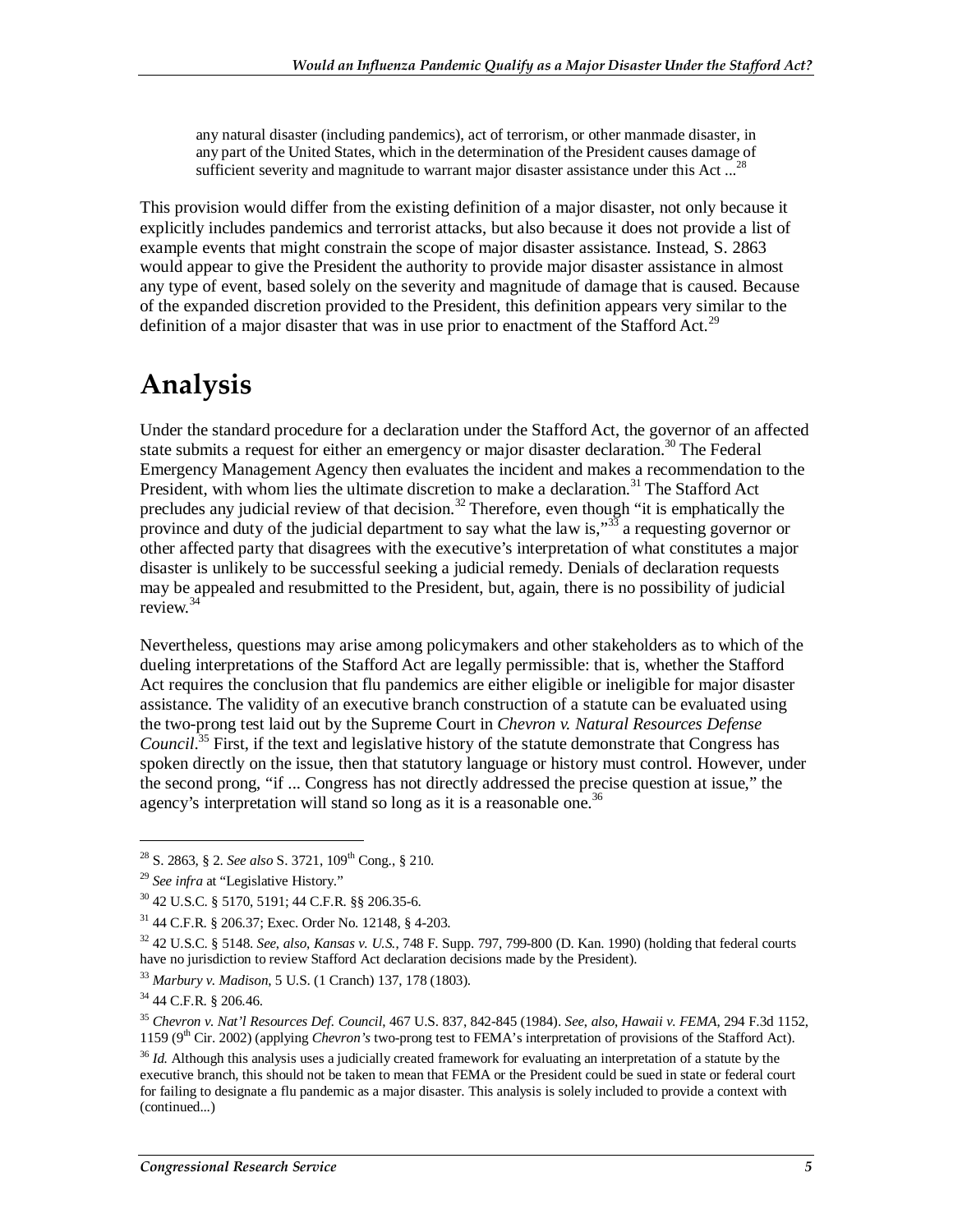> any natural disaster (including pandemics), act of terrorism, or other manmade disaster, in any part of the United States, which in the determination of the President causes damage of sufficient severity and magnitude to warrant major disaster assistance under this Act ...[28]

This provision would differ from the existing definition of a major disaster, not only because it explicitly includes pandemics and terrorist attacks, but also because it does not provide a list of example events that might constrain the scope of major disaster assistance. Instead, S. 2863 would appear to give the President the authority to provide major disaster assistance in almost any type of event, based solely on the severity and magnitude of damage that is caused. Because of the expanded discretion provided to the President, this definition appears very similar to the definition of a major disaster that was in use prior to enactment of the Stafford Act.[29]

# Analysis

Under the standard procedure for a declaration under the Stafford Act, the governor of an affected state submits a request for either an emergency or major disaster declaration.[30] The Federal Emergency Management Agency then evaluates the incident and makes a recommendation to the President, with whom lies the ultimate discretion to make a declaration.[31] The Stafford Act precludes any judicial review of that decision.[32] Therefore, even though "it is emphatically the province and duty of the judicial department to say what the law is,"[33] a requesting governor or other affected party that disagrees with the executive's interpretation of what constitutes a major disaster is unlikely to be successful seeking a judicial remedy. Denials of declaration requests may be appealed and resubmitted to the President, but, again, there is no possibility of judicial review.[34]

Nevertheless, questions may arise among policymakers and other stakeholders as to which of the dueling interpretations of the Stafford Act are legally permissible: that is, whether the Stafford Act requires the conclusion that flu pandemics are either eligible or ineligible for major disaster assistance. The validity of an executive branch construction of a statute can be evaluated using the two-prong test laid out by the Supreme Court in *Chevron v. Natural Resources Defense Council*.[35] First, if the text and legislative history of the statute demonstrate that Congress has spoken directly on the issue, then that statutory language or history must control. However, under the second prong, "if ... Congress has not directly addressed the precise question at issue," the agency's interpretation will stand so long as it is a reasonable one.[36]

---

[28] S. 2863, § 2. *See also* S. 3721, 109th Cong., § 210.

[29] *See infra* at "Legislative History."

[30] 42 U.S.C. § 5170, 5191; 44 C.F.R. §§ 206.35-6.

[31] 44 C.F.R. § 206.37; Exec. Order No. 12148, § 4-203.

[32] 42 U.S.C. § 5148. *See, also*, *Kansas v. U.S.*, 748 F. Supp. 797, 799-800 (D. Kan. 1990) (holding that federal courts have no jurisdiction to review Stafford Act declaration decisions made by the President).

[33] *Marbury v. Madison*, 5 U.S. (1 Cranch) 137, 178 (1803).

[34] 44 C.F.R. § 206.46.

[35] *Chevron v. Nat'l Resources Def. Council*, 467 U.S. 837, 842-845 (1984). *See, also*, *Hawaii v. FEMA*, 294 F.3d 1152, 1159 (9th Cir. 2002) (applying *Chevron's* two-prong test to FEMA's interpretation of provisions of the Stafford Act).

[36] *Id.* Although this analysis uses a judicially created framework for evaluating an interpretation of a statute by the executive branch, this should not be taken to mean that FEMA or the President could be sued in state or federal court for failing to designate a flu pandemic as a major disaster. This analysis is solely included to provide a context with (continued...)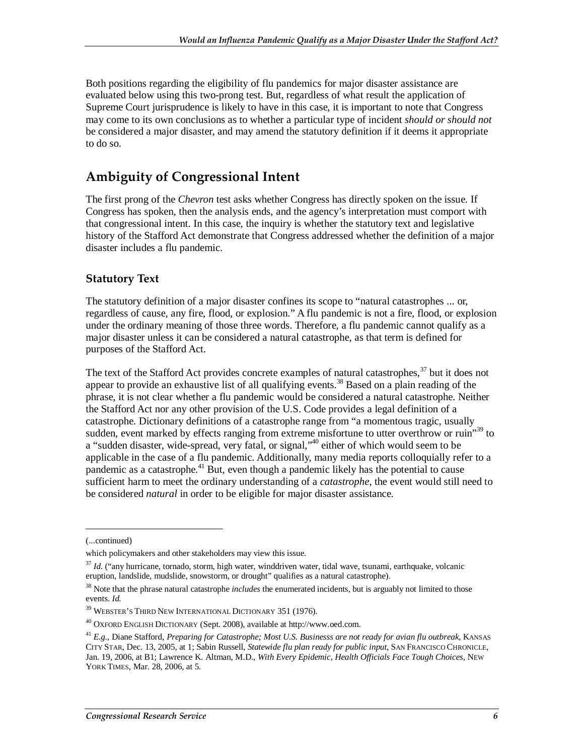Both positions regarding the eligibility of flu pandemics for major disaster assistance are evaluated below using this two-prong test. But, regardless of what result the application of Supreme Court jurisprudence is likely to have in this case, it is important to note that Congress may come to its own conclusions as to whether a particular type of incident *should or should not* be considered a major disaster, and may amend the statutory definition if it deems it appropriate to do so.

## Ambiguity of Congressional Intent

The first prong of the *Chevron* test asks whether Congress has directly spoken on the issue. If Congress has spoken, then the analysis ends, and the agency's interpretation must comport with that congressional intent. In this case, the inquiry is whether the statutory text and legislative history of the Stafford Act demonstrate that Congress addressed whether the definition of a major disaster includes a flu pandemic.

### Statutory Text

The statutory definition of a major disaster confines its scope to "natural catastrophes ... or, regardless of cause, any fire, flood, or explosion." A flu pandemic is not a fire, flood, or explosion under the ordinary meaning of those three words. Therefore, a flu pandemic cannot qualify as a major disaster unless it can be considered a natural catastrophe, as that term is defined for purposes of the Stafford Act.

The text of the Stafford Act provides concrete examples of natural catastrophes,[37] but it does not appear to provide an exhaustive list of all qualifying events.[38] Based on a plain reading of the phrase, it is not clear whether a flu pandemic would be considered a natural catastrophe. Neither the Stafford Act nor any other provision of the U.S. Code provides a legal definition of a catastrophe. Dictionary definitions of a catastrophe range from "a momentous tragic, usually sudden, event marked by effects ranging from extreme misfortune to utter overthrow or ruin"[39] to a "sudden disaster, wide-spread, very fatal, or signal,"[40] either of which would seem to be applicable in the case of a flu pandemic. Additionally, many media reports colloquially refer to a pandemic as a catastrophe.[41] But, even though a pandemic likely has the potential to cause sufficient harm to meet the ordinary understanding of a *catastrophe*, the event would still need to be considered *natural* in order to be eligible for major disaster assistance.

---

(...continued)

which policymakers and other stakeholders may view this issue.

[37] *Id.* ("any hurricane, tornado, storm, high water, winddriven water, tidal wave, tsunami, earthquake, volcanic eruption, landslide, mudslide, snowstorm, or drought" qualifies as a natural catastrophe).

[38] Note that the phrase natural catastrophe *includes* the enumerated incidents, but is arguably not limited to those events. *Id.*

[39] WEBSTER'S THIRD NEW INTERNATIONAL DICTIONARY 351 (1976).

[40] OXFORD ENGLISH DICTIONARY (Sept. 2008), available at http://www.oed.com.

[41] *E.g.*, Diane Stafford, *Preparing for Catastrophe; Most U.S. Businesss are not ready for avian flu outbreak*, KANSAS CITY STAR, Dec. 13, 2005, at 1; Sabin Russell, *Statewide flu plan ready for public input*, SAN FRANCISCO CHRONICLE, Jan. 19, 2006, at B1; Lawrence K. Altman, M.D., *With Every Epidemic, Health Officials Face Tough Choices*, NEW YORK TIMES, Mar. 28, 2006, at 5.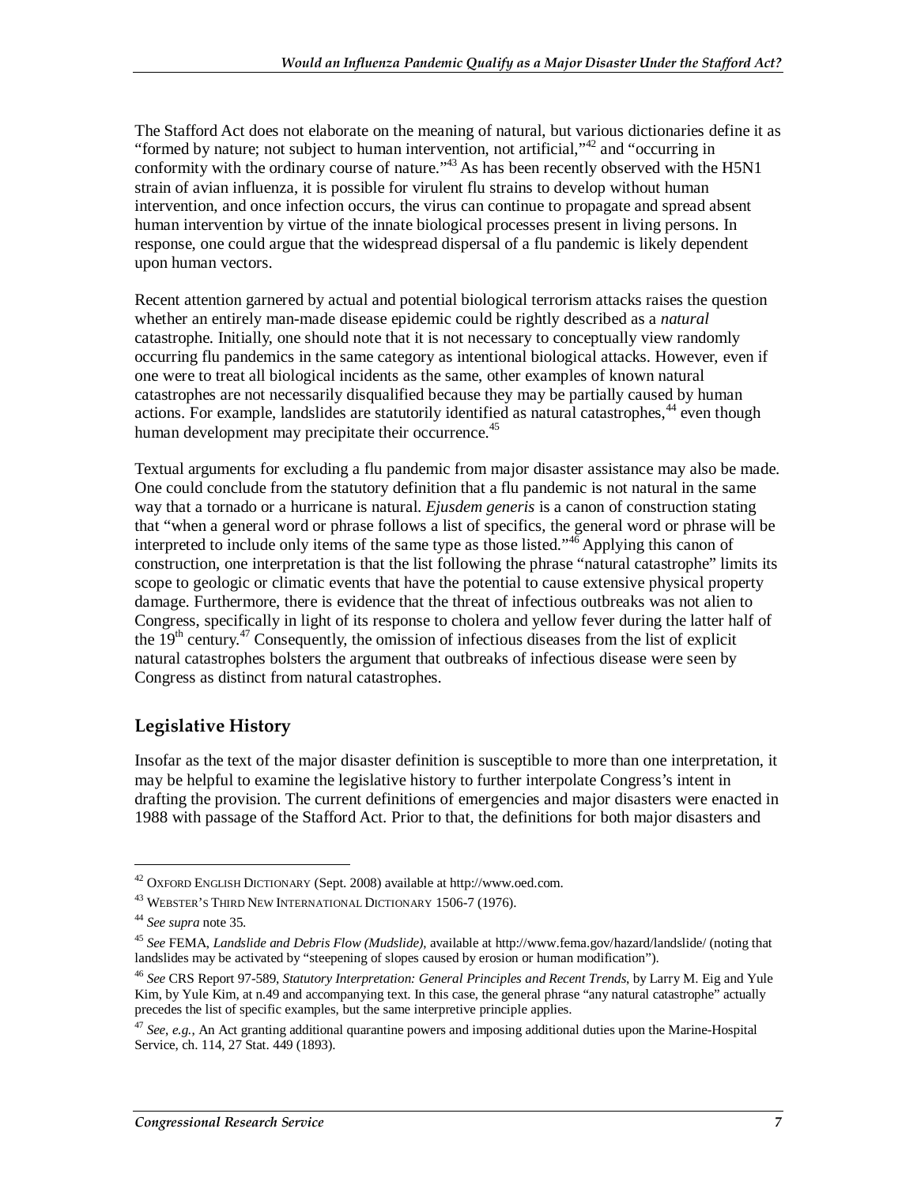The Stafford Act does not elaborate on the meaning of natural, but various dictionaries define it as "formed by nature; not subject to human intervention, not artificial,"[42] and "occurring in conformity with the ordinary course of nature."[43] As has been recently observed with the H5N1 strain of avian influenza, it is possible for virulent flu strains to develop without human intervention, and once infection occurs, the virus can continue to propagate and spread absent human intervention by virtue of the innate biological processes present in living persons. In response, one could argue that the widespread dispersal of a flu pandemic is likely dependent upon human vectors.

Recent attention garnered by actual and potential biological terrorism attacks raises the question whether an entirely man-made disease epidemic could be rightly described as a *natural* catastrophe. Initially, one should note that it is not necessary to conceptually view randomly occurring flu pandemics in the same category as intentional biological attacks. However, even if one were to treat all biological incidents as the same, other examples of known natural catastrophes are not necessarily disqualified because they may be partially caused by human actions. For example, landslides are statutorily identified as natural catastrophes,[44] even though human development may precipitate their occurrence.[45]

Textual arguments for excluding a flu pandemic from major disaster assistance may also be made. One could conclude from the statutory definition that a flu pandemic is not natural in the same way that a tornado or a hurricane is natural. *Ejusdem generis* is a canon of construction stating that "when a general word or phrase follows a list of specifics, the general word or phrase will be interpreted to include only items of the same type as those listed."[46] Applying this canon of construction, one interpretation is that the list following the phrase "natural catastrophe" limits its scope to geologic or climatic events that have the potential to cause extensive physical property damage. Furthermore, there is evidence that the threat of infectious outbreaks was not alien to Congress, specifically in light of its response to cholera and yellow fever during the latter half of the 19th century.[47] Consequently, the omission of infectious diseases from the list of explicit natural catastrophes bolsters the argument that outbreaks of infectious disease were seen by Congress as distinct from natural catastrophes.

## Legislative History

Insofar as the text of the major disaster definition is susceptible to more than one interpretation, it may be helpful to examine the legislative history to further interpolate Congress's intent in drafting the provision. The current definitions of emergencies and major disasters were enacted in 1988 with passage of the Stafford Act. Prior to that, the definitions for both major disasters and

---

[42] OXFORD ENGLISH DICTIONARY (Sept. 2008) available at http://www.oed.com.

[43] WEBSTER'S THIRD NEW INTERNATIONAL DICTIONARY 1506-7 (1976).

[44] *See supra* note 35.

[45] *See* FEMA, *Landslide and Debris Flow (Mudslide)*, available at http://www.fema.gov/hazard/landslide/ (noting that landslides may be activated by "steepening of slopes caused by erosion or human modification").

[46] *See* CRS Report 97-589, *Statutory Interpretation: General Principles and Recent Trends*, by Larry M. Eig and Yule Kim, by Yule Kim, at n.49 and accompanying text. In this case, the general phrase "any natural catastrophe" actually precedes the list of specific examples, but the same interpretive principle applies.

[47] *See, e.g.*, An Act granting additional quarantine powers and imposing additional duties upon the Marine-Hospital Service, ch. 114, 27 Stat. 449 (1893).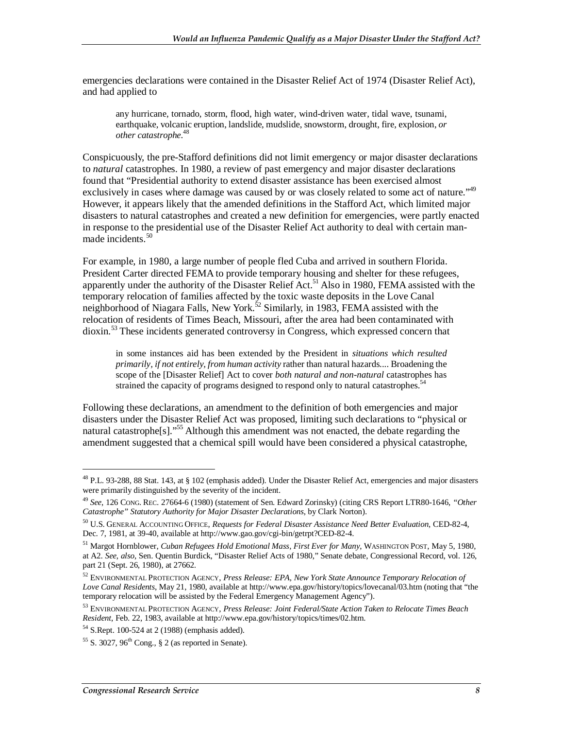emergencies declarations were contained in the Disaster Relief Act of 1974 (Disaster Relief Act), and had applied to

> any hurricane, tornado, storm, flood, high water, wind-driven water, tidal wave, tsunami, earthquake, volcanic eruption, landslide, mudslide, snowstorm, drought, fire, explosion, *or other catastrophe*.[48]

Conspicuously, the pre-Stafford definitions did not limit emergency or major disaster declarations to *natural* catastrophes. In 1980, a review of past emergency and major disaster declarations found that "Presidential authority to extend disaster assistance has been exercised almost exclusively in cases where damage was caused by or was closely related to some act of nature."[49] However, it appears likely that the amended definitions in the Stafford Act, which limited major disasters to natural catastrophes and created a new definition for emergencies, were partly enacted in response to the presidential use of the Disaster Relief Act authority to deal with certain man-made incidents.[50]

For example, in 1980, a large number of people fled Cuba and arrived in southern Florida. President Carter directed FEMA to provide temporary housing and shelter for these refugees, apparently under the authority of the Disaster Relief Act.[51] Also in 1980, FEMA assisted with the temporary relocation of families affected by the toxic waste deposits in the Love Canal neighborhood of Niagara Falls, New York.[52] Similarly, in 1983, FEMA assisted with the relocation of residents of Times Beach, Missouri, after the area had been contaminated with dioxin.[53] These incidents generated controversy in Congress, which expressed concern that

> in some instances aid has been extended by the President in *situations which resulted primarily, if not entirely, from human activity* rather than natural hazards.... Broadening the scope of the [Disaster Relief] Act to cover *both natural and non-natural* catastrophes has strained the capacity of programs designed to respond only to natural catastrophes.[54]

Following these declarations, an amendment to the definition of both emergencies and major disasters under the Disaster Relief Act was proposed, limiting such declarations to "physical or natural catastrophe[s]."[55] Although this amendment was not enacted, the debate regarding the amendment suggested that a chemical spill would have been considered a physical catastrophe,

---

[48] P.L. 93-288, 88 Stat. 143, at § 102 (emphasis added). Under the Disaster Relief Act, emergencies and major disasters were primarily distinguished by the severity of the incident.

[49] *See*, 126 CONG. REC. 27664-6 (1980) (statement of Sen. Edward Zorinsky) (citing CRS Report LTR80-1646, *"Other Catastrophe" Statutory Authority for Major Disaster Declarations*, by Clark Norton).

[50] U.S. GENERAL ACCOUNTING OFFICE, *Requests for Federal Disaster Assistance Need Better Evaluation*, CED-82-4, Dec. 7, 1981, at 39-40, available at http://www.gao.gov/cgi-bin/getrpt?CED-82-4.

[51] Margot Hornblower, *Cuban Refugees Hold Emotional Mass, First Ever for Many*, WASHINGTON POST, May 5, 1980, at A2. *See*, *also*, Sen. Quentin Burdick, "Disaster Relief Acts of 1980," Senate debate, Congressional Record, vol. 126, part 21 (Sept. 26, 1980), at 27662.

[52] ENVIRONMENTAL PROTECTION AGENCY, *Press Release: EPA, New York State Announce Temporary Relocation of Love Canal Residents*, May 21, 1980, available at http://www.epa.gov/history/topics/lovecanal/03.htm (noting that "the temporary relocation will be assisted by the Federal Emergency Management Agency").

[53] ENVIRONMENTAL PROTECTION AGENCY, *Press Release: Joint Federal/State Action Taken to Relocate Times Beach Resident*, Feb. 22, 1983, available at http://www.epa.gov/history/topics/times/02.htm.

[54] S.Rept. 100-524 at 2 (1988) (emphasis added).

[55] S. 3027, 96th Cong., § 2 (as reported in Senate).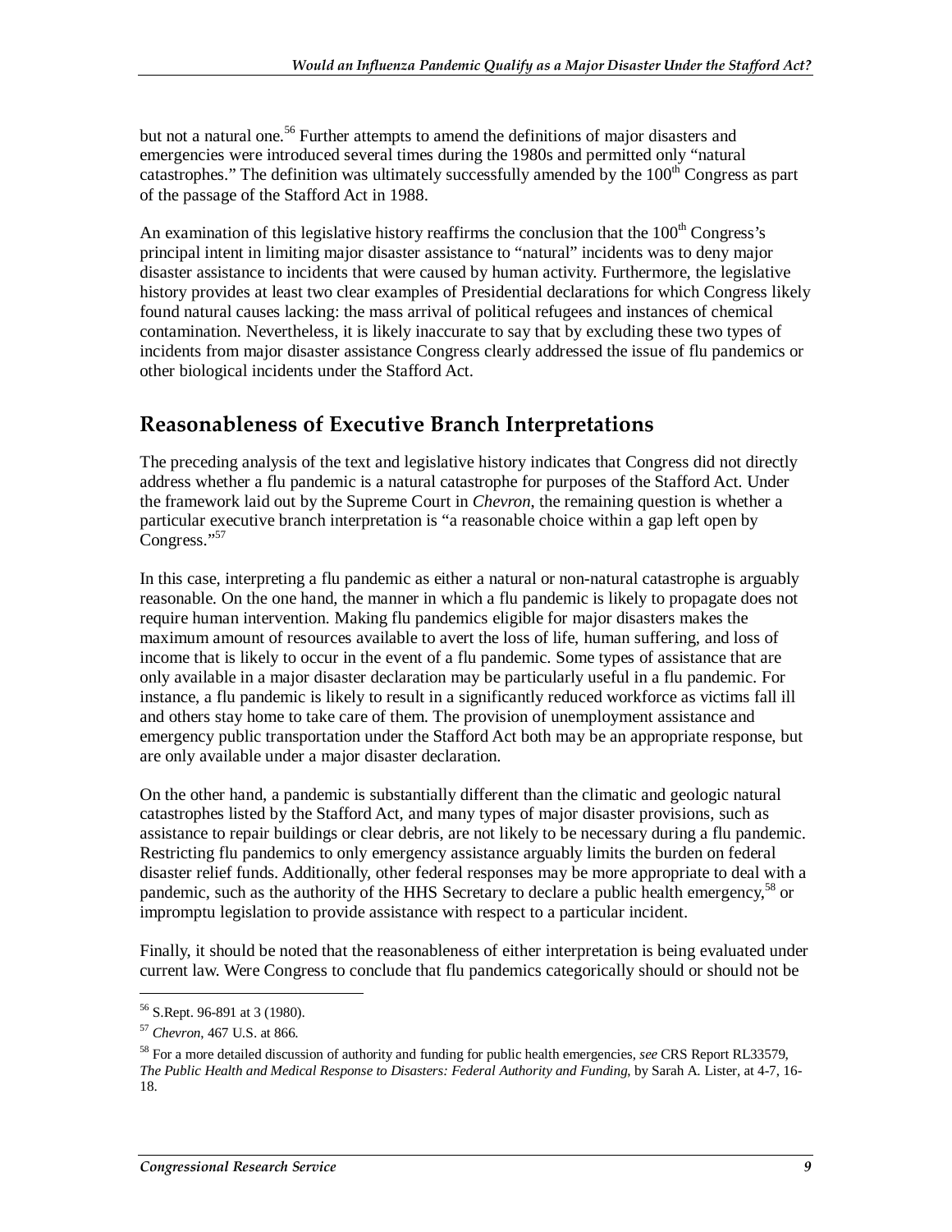but not a natural one.[56] Further attempts to amend the definitions of major disasters and emergencies were introduced several times during the 1980s and permitted only "natural catastrophes." The definition was ultimately successfully amended by the 100th Congress as part of the passage of the Stafford Act in 1988.

An examination of this legislative history reaffirms the conclusion that the 100th Congress's principal intent in limiting major disaster assistance to "natural" incidents was to deny major disaster assistance to incidents that were caused by human activity. Furthermore, the legislative history provides at least two clear examples of Presidential declarations for which Congress likely found natural causes lacking: the mass arrival of political refugees and instances of chemical contamination. Nevertheless, it is likely inaccurate to say that by excluding these two types of incidents from major disaster assistance Congress clearly addressed the issue of flu pandemics or other biological incidents under the Stafford Act.

## Reasonableness of Executive Branch Interpretations

The preceding analysis of the text and legislative history indicates that Congress did not directly address whether a flu pandemic is a natural catastrophe for purposes of the Stafford Act. Under the framework laid out by the Supreme Court in *Chevron*, the remaining question is whether a particular executive branch interpretation is "a reasonable choice within a gap left open by Congress."[57]

In this case, interpreting a flu pandemic as either a natural or non-natural catastrophe is arguably reasonable. On the one hand, the manner in which a flu pandemic is likely to propagate does not require human intervention. Making flu pandemics eligible for major disasters makes the maximum amount of resources available to avert the loss of life, human suffering, and loss of income that is likely to occur in the event of a flu pandemic. Some types of assistance that are only available in a major disaster declaration may be particularly useful in a flu pandemic. For instance, a flu pandemic is likely to result in a significantly reduced workforce as victims fall ill and others stay home to take care of them. The provision of unemployment assistance and emergency public transportation under the Stafford Act both may be an appropriate response, but are only available under a major disaster declaration.

On the other hand, a pandemic is substantially different than the climatic and geologic natural catastrophes listed by the Stafford Act, and many types of major disaster provisions, such as assistance to repair buildings or clear debris, are not likely to be necessary during a flu pandemic. Restricting flu pandemics to only emergency assistance arguably limits the burden on federal disaster relief funds. Additionally, other federal responses may be more appropriate to deal with a pandemic, such as the authority of the HHS Secretary to declare a public health emergency,[58] or impromptu legislation to provide assistance with respect to a particular incident.

Finally, it should be noted that the reasonableness of either interpretation is being evaluated under current law. Were Congress to conclude that flu pandemics categorically should or should not be

---

[56] S.Rept. 96-891 at 3 (1980).

[57] *Chevron*, 467 U.S. at 866.

[58] For a more detailed discussion of authority and funding for public health emergencies, *see* CRS Report RL33579, *The Public Health and Medical Response to Disasters: Federal Authority and Funding*, by Sarah A. Lister, at 4-7, 16-18.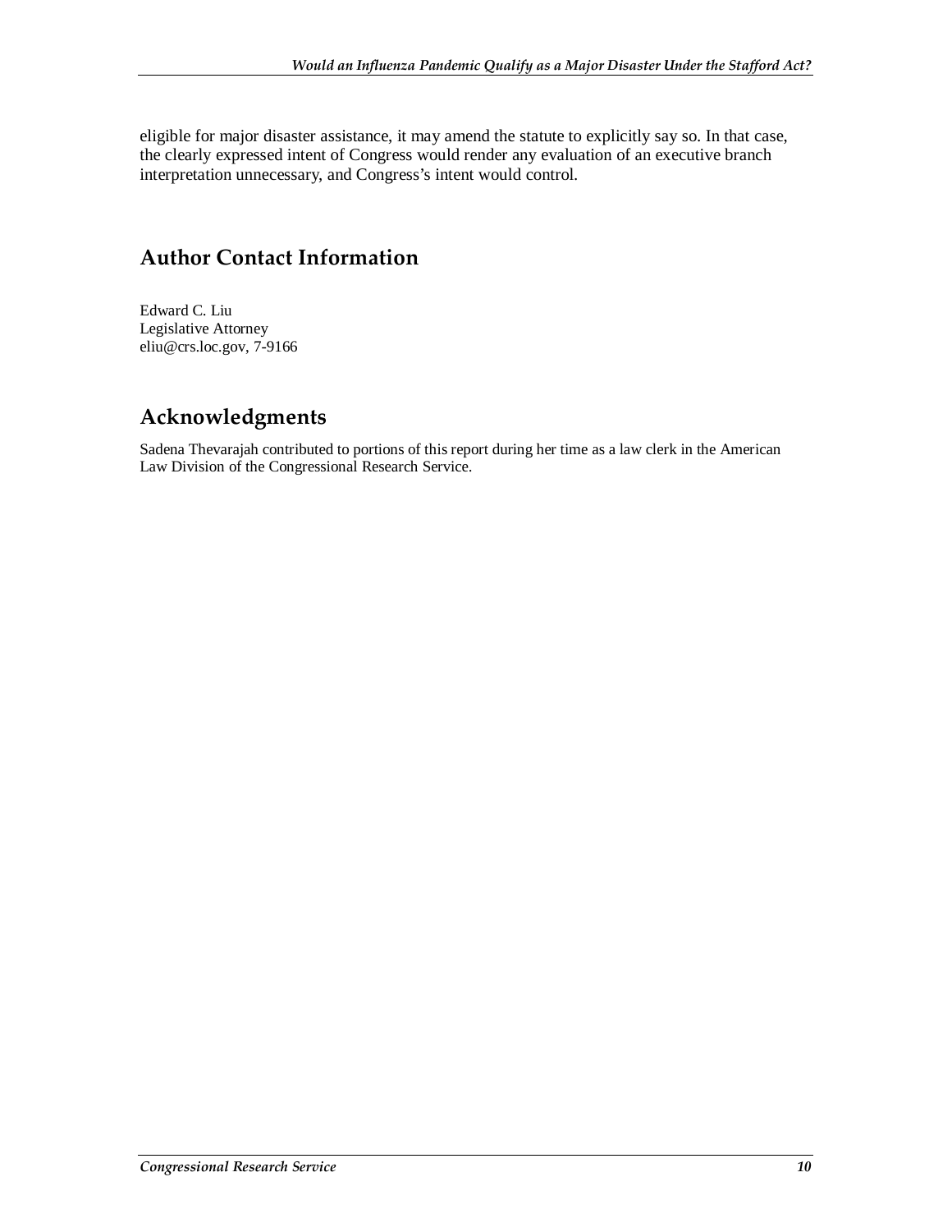eligible for major disaster assistance, it may amend the statute to explicitly say so. In that case, the clearly expressed intent of Congress would render any evaluation of an executive branch interpretation unnecessary, and Congress's intent would control.

## Author Contact Information

Edward C. Liu
Legislative Attorney
eliu@crs.loc.gov, 7-9166

## Acknowledgments

Sadena Thevarajah contributed to portions of this report during her time as a law clerk in the American Law Division of the Congressional Research Service.